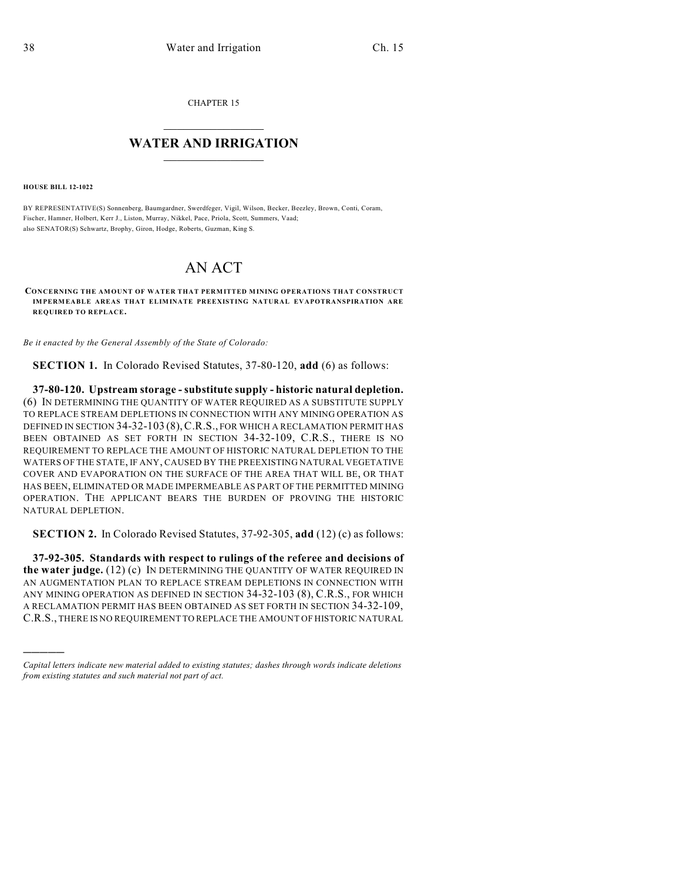CHAPTER 15

# WATER AND IRRIGATION

**HOUSE BILL 12-1022**

BY REPRESENTATIVE(S) Sonnenberg, Baumgardner, Swerdfeger, Vigil, Wilson, Becker, Beezley, Brown, Conti, Coram, Fischer, Hamner, Holbert, Kerr J., Liston, Murray, Nikkel, Pace, Priola, Scott, Summers, Vaad;
also SENATOR(S) Schwartz, Brophy, Giron, Hodge, Roberts, Guzman, King S.

# AN ACT

**CONCERNING THE AMOUNT OF WATER THAT PERMITTED MINING OPERATIONS THAT CONSTRUCT IMPERMEABLE AREAS THAT ELIMINATE PREEXISTING NATURAL EVAPOTRANSPIRATION ARE REQUIRED TO REPLACE.**

*Be it enacted by the General Assembly of the State of Colorado:*

**SECTION 1.** In Colorado Revised Statutes, 37-80-120, **add** (6) as follows:

**37-80-120. Upstream storage - substitute supply - historic natural depletion.** (6) IN DETERMINING THE QUANTITY OF WATER REQUIRED AS A SUBSTITUTE SUPPLY TO REPLACE STREAM DEPLETIONS IN CONNECTION WITH ANY MINING OPERATION AS DEFINED IN SECTION 34-32-103 (8), C.R.S., FOR WHICH A RECLAMATION PERMIT HAS BEEN OBTAINED AS SET FORTH IN SECTION 34-32-109, C.R.S., THERE IS NO REQUIREMENT TO REPLACE THE AMOUNT OF HISTORIC NATURAL DEPLETION TO THE WATERS OF THE STATE, IF ANY, CAUSED BY THE PREEXISTING NATURAL VEGETATIVE COVER AND EVAPORATION ON THE SURFACE OF THE AREA THAT WILL BE, OR THAT HAS BEEN, ELIMINATED OR MADE IMPERMEABLE AS PART OF THE PERMITTED MINING OPERATION. THE APPLICANT BEARS THE BURDEN OF PROVING THE HISTORIC NATURAL DEPLETION.

**SECTION 2.** In Colorado Revised Statutes, 37-92-305, **add** (12) (c) as follows:

**37-92-305. Standards with respect to rulings of the referee and decisions of the water judge.** (12) (c) IN DETERMINING THE QUANTITY OF WATER REQUIRED IN AN AUGMENTATION PLAN TO REPLACE STREAM DEPLETIONS IN CONNECTION WITH ANY MINING OPERATION AS DEFINED IN SECTION 34-32-103 (8), C.R.S., FOR WHICH A RECLAMATION PERMIT HAS BEEN OBTAINED AS SET FORTH IN SECTION 34-32-109, C.R.S., THERE IS NO REQUIREMENT TO REPLACE THE AMOUNT OF HISTORIC NATURAL

---

*Capital letters indicate new material added to existing statutes; dashes through words indicate deletions from existing statutes and such material not part of act.*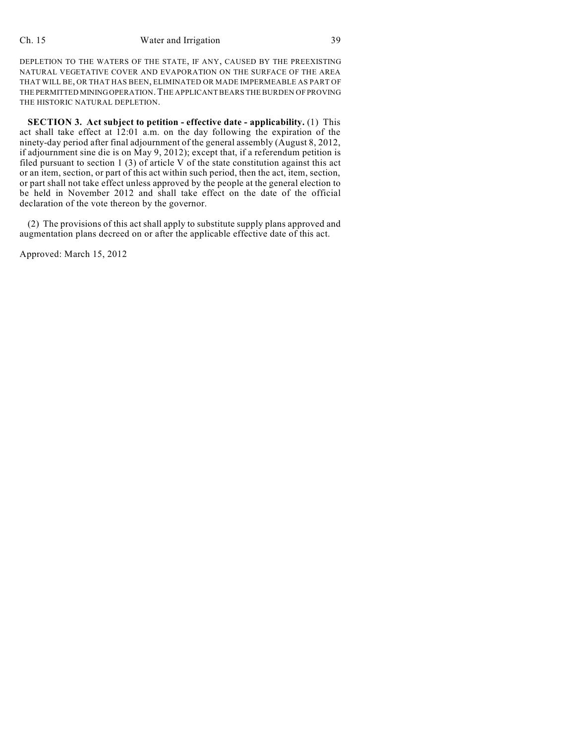DEPLETION TO THE WATERS OF THE STATE, IF ANY, CAUSED BY THE PREEXISTING NATURAL VEGETATIVE COVER AND EVAPORATION ON THE SURFACE OF THE AREA THAT WILL BE, OR THAT HAS BEEN, ELIMINATED OR MADE IMPERMEABLE AS PART OF THE PERMITTED MINING OPERATION. THE APPLICANT BEARS THE BURDEN OF PROVING THE HISTORIC NATURAL DEPLETION.

**SECTION 3. Act subject to petition - effective date - applicability.** (1) This act shall take effect at 12:01 a.m. on the day following the expiration of the ninety-day period after final adjournment of the general assembly (August 8, 2012, if adjournment sine die is on May 9, 2012); except that, if a referendum petition is filed pursuant to section 1 (3) of article V of the state constitution against this act or an item, section, or part of this act within such period, then the act, item, section, or part shall not take effect unless approved by the people at the general election to be held in November 2012 and shall take effect on the date of the official declaration of the vote thereon by the governor.

(2) The provisions of this act shall apply to substitute supply plans approved and augmentation plans decreed on or after the applicable effective date of this act.

Approved: March 15, 2012